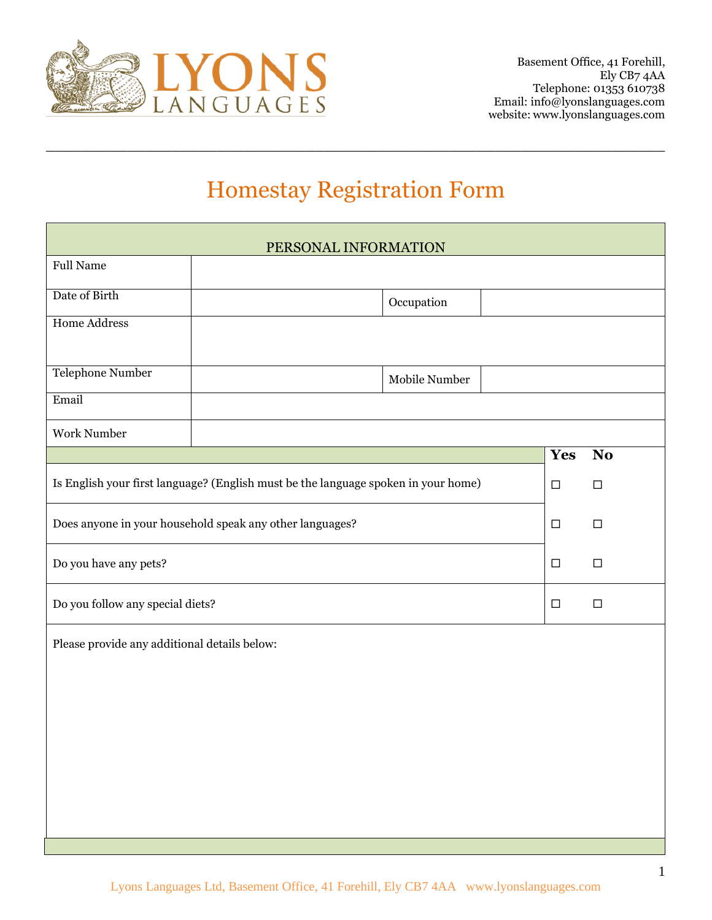LYONS LANGUAGES

Basement Office, 41 Forehill,
Ely CB7 4AA
Telephone: 01353 610738
Email: info@lyonslanguages.com
website: www.lyonslanguages.com

---

# Homestay Registration Form

| PERSONAL INFORMATION | | | |
|---|---|---|---|
| Full Name | | | |
| Date of Birth | | Occupation | |
| Home Address | | | |
| Telephone Number | | Mobile Number | |
| Email | | | |
| Work Number | | | |

| | Yes | No |
|---|---|---|
| Is English your first language? (English must be the language spoken in your home) | ☐ | ☐ |
| Does anyone in your household speak any other languages? | ☐ | ☐ |
| Do you have any pets? | ☐ | ☐ |
| Do you follow any special diets? | ☐ | ☐ |

Please provide any additional details below:

Lyons Languages Ltd, Basement Office, 41 Forehill, Ely CB7 4AA www.lyonslanguages.com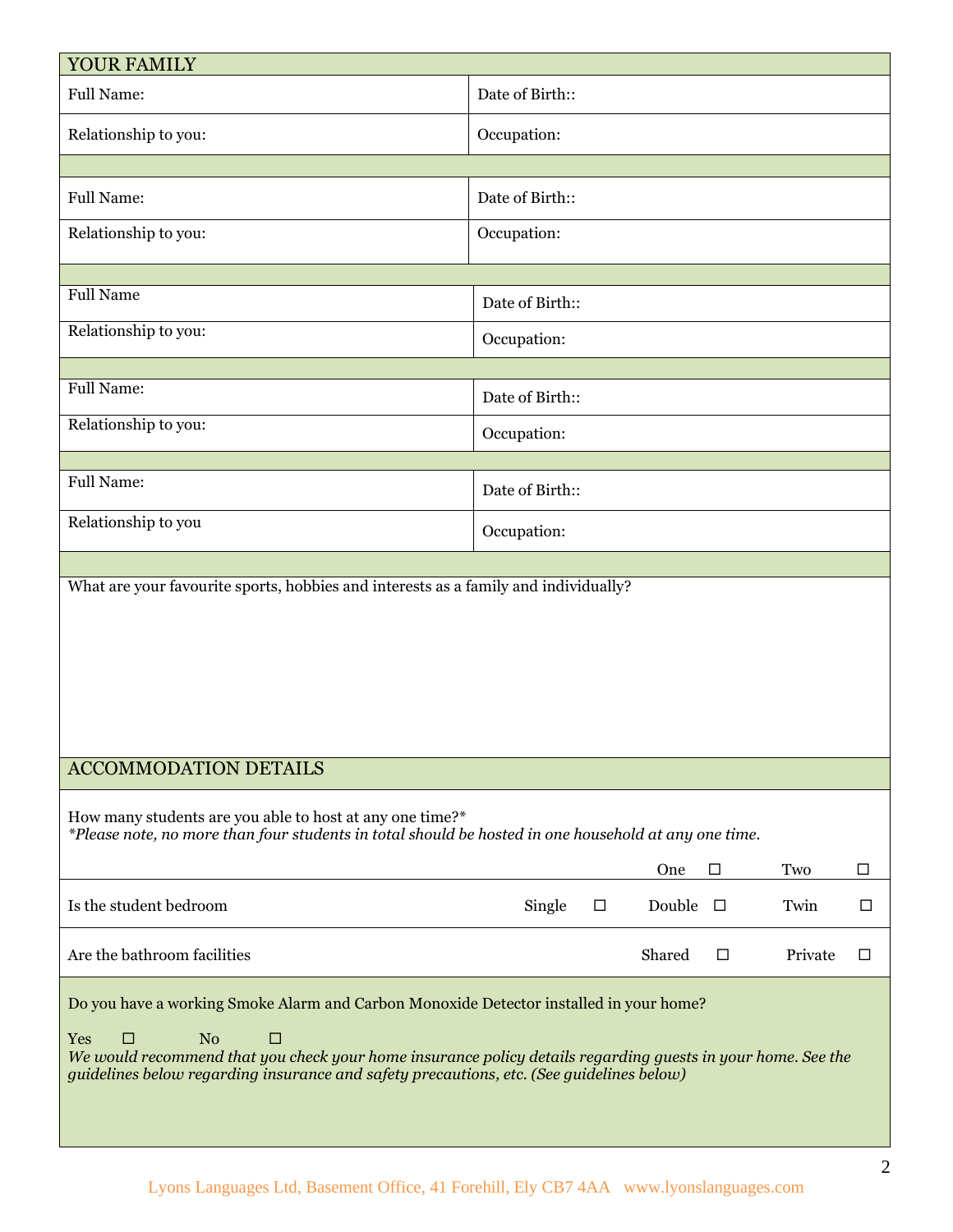## YOUR FAMILY

| | |
|---|---|
| Full Name: | Date of Birth:: |
| Relationship to you: | Occupation: |

| | |
|---|---|
| Full Name: | Date of Birth:: |
| Relationship to you: | Occupation: |

| | |
|---|---|
| Full Name | Date of Birth:: |
| Relationship to you: | Occupation: |

| | |
|---|---|
| Full Name: | Date of Birth:: |
| Relationship to you: | Occupation: |

| | |
|---|---|
| Full Name: | Date of Birth:: |
| Relationship to you | Occupation: |

What are your favourite sports, hobbies and interests as a family and individually?

## ACCOMMODATION DETAILS

How many students are you able to host at any one time?*
*\*Please note, no more than four students in total should be hosted in one household at any one time.*

One ☐ Two ☐

Is the student bedroom Single ☐ Double ☐ Twin ☐

Are the bathroom facilities Shared ☐ Private ☐

Do you have a working Smoke Alarm and Carbon Monoxide Detector installed in your home?

Yes ☐ No ☐

*We would recommend that you check your home insurance policy details regarding guests in your home. See the guidelines below regarding insurance and safety precautions, etc. (See guidelines below)*

Lyons Languages Ltd, Basement Office, 41 Forehill, Ely CB7 4AA www.lyonslanguages.com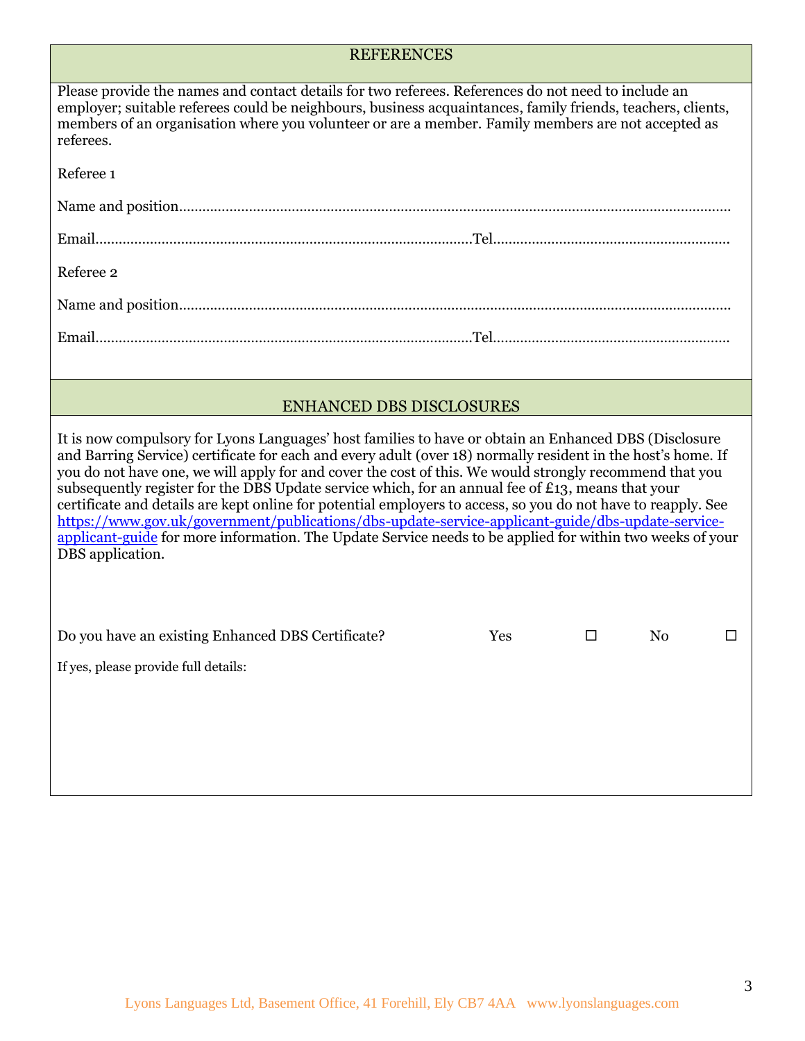## REFERENCES

Please provide the names and contact details for two referees. References do not need to include an employer; suitable referees could be neighbours, business acquaintances, family friends, teachers, clients, members of an organisation where you volunteer or are a member. Family members are not accepted as referees.

Referee 1

Name and position............................................................................................................................................

Email................................................................................................Tel............................................................

Referee 2

Name and position............................................................................................................................................

Email................................................................................................Tel............................................................

## ENHANCED DBS DISCLOSURES

It is now compulsory for Lyons Languages' host families to have or obtain an Enhanced DBS (Disclosure and Barring Service) certificate for each and every adult (over 18) normally resident in the host's home. If you do not have one, we will apply for and cover the cost of this. We would strongly recommend that you subsequently register for the DBS Update service which, for an annual fee of £13, means that your certificate and details are kept online for potential employers to access, so you do not have to reapply. See [https://www.gov.uk/government/publications/dbs-update-service-applicant-guide/dbs-update-service-applicant-guide](https://www.gov.uk/government/publications/dbs-update-service-applicant-guide/dbs-update-service-applicant-guide) for more information. The Update Service needs to be applied for within two weeks of your DBS application.

Do you have an existing Enhanced DBS Certificate? Yes ☐ No ☐

If yes, please provide full details:

Lyons Languages Ltd, Basement Office, 41 Forehill, Ely CB7 4AA www.lyonslanguages.com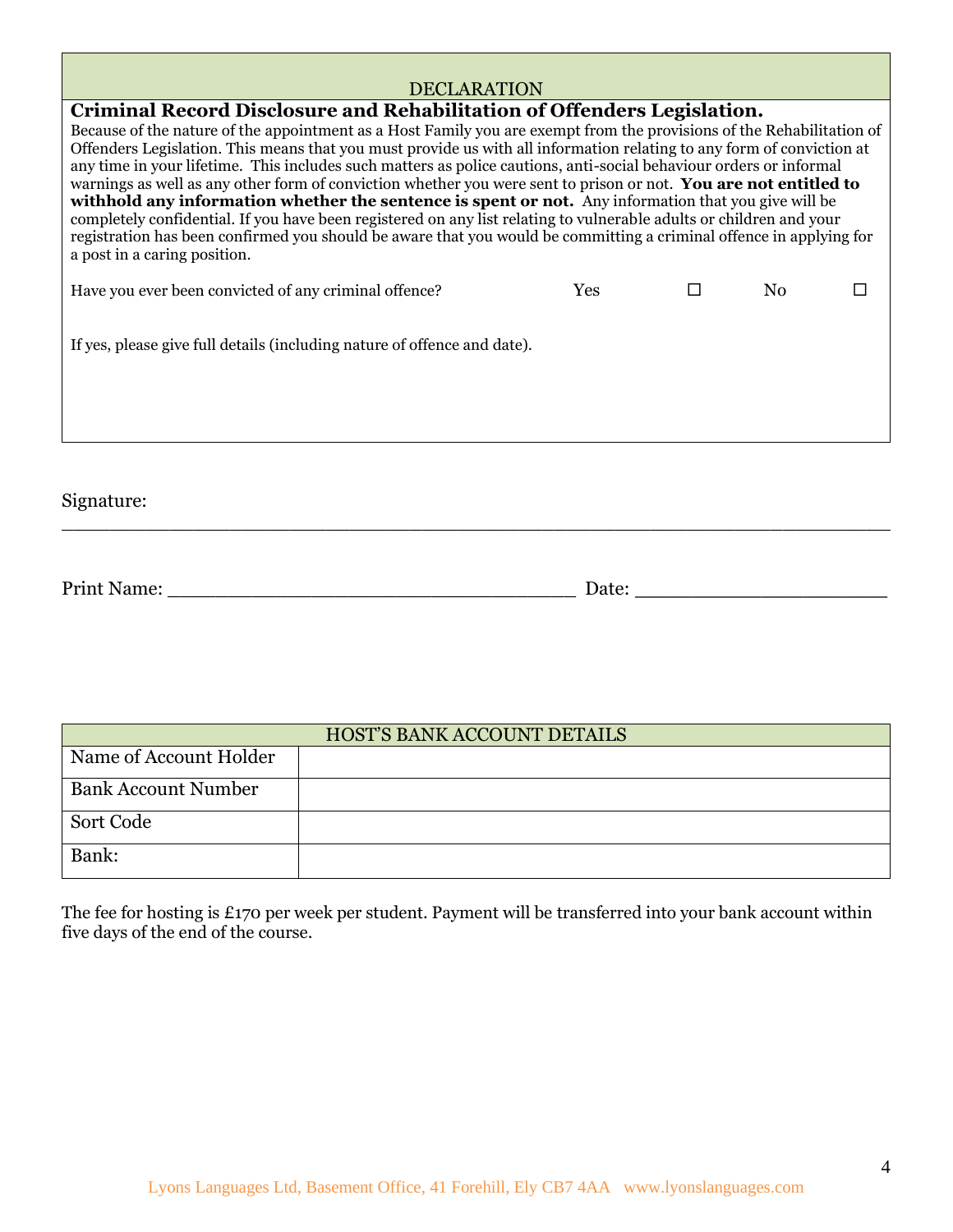## DECLARATION

**Criminal Record Disclosure and Rehabilitation of Offenders Legislation.**

Because of the nature of the appointment as a Host Family you are exempt from the provisions of the Rehabilitation of Offenders Legislation. This means that you must provide us with all information relating to any form of conviction at any time in your lifetime. This includes such matters as police cautions, anti-social behaviour orders or informal warnings as well as any other form of conviction whether you were sent to prison or not. **You are not entitled to withhold any information whether the sentence is spent or not.** Any information that you give will be completely confidential. If you have been registered on any list relating to vulnerable adults or children and your registration has been confirmed you should be aware that you would be committing a criminal offence in applying for a post in a caring position.

Have you ever been convicted of any criminal offence? Yes ☐ No ☐

If yes, please give full details (including nature of offence and date).

Signature: ___________________________________________________________________

Print Name: ___________________________________ Date: ______________________

| HOST'S BANK ACCOUNT DETAILS | |
|---|---|
| Name of Account Holder | |
| Bank Account Number | |
| Sort Code | |
| Bank: | |

The fee for hosting is £170 per week per student. Payment will be transferred into your bank account within five days of the end of the course.

Lyons Languages Ltd, Basement Office, 41 Forehill, Ely CB7 4AA www.lyonslanguages.com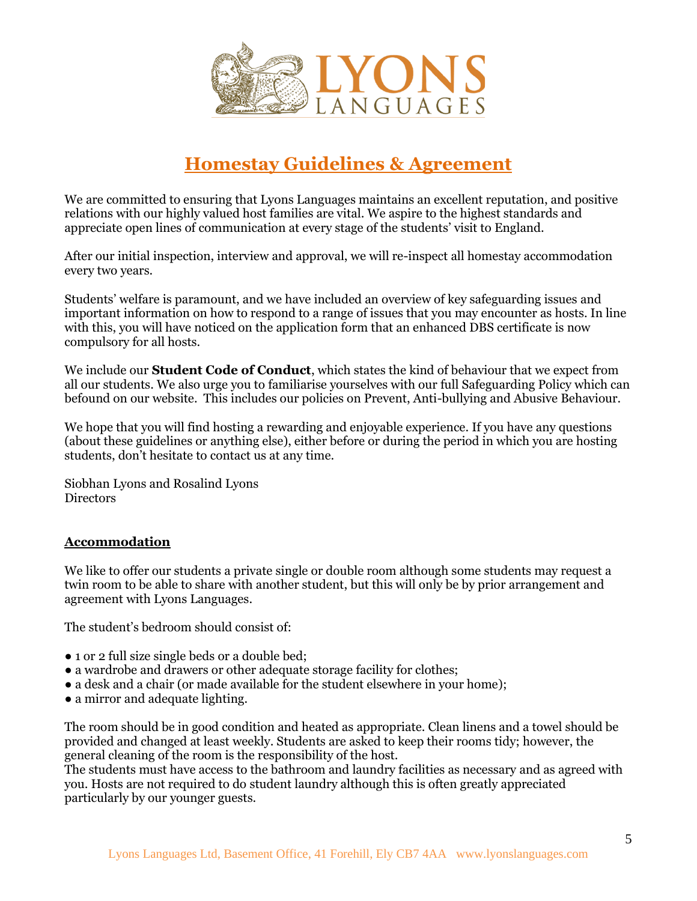# Homestay Guidelines & Agreement

We are committed to ensuring that Lyons Languages maintains an excellent reputation, and positive relations with our highly valued host families are vital. We aspire to the highest standards and appreciate open lines of communication at every stage of the students' visit to England.

After our initial inspection, interview and approval, we will re-inspect all homestay accommodation every two years.

Students' welfare is paramount, and we have included an overview of key safeguarding issues and important information on how to respond to a range of issues that you may encounter as hosts. In line with this, you will have noticed on the application form that an enhanced DBS certificate is now compulsory for all hosts.

We include our **Student Code of Conduct**, which states the kind of behaviour that we expect from all our students. We also urge you to familiarise yourselves with our full Safeguarding Policy which can befound on our website. This includes our policies on Prevent, Anti-bullying and Abusive Behaviour.

We hope that you will find hosting a rewarding and enjoyable experience. If you have any questions (about these guidelines or anything else), either before or during the period in which you are hosting students, don't hesitate to contact us at any time.

Siobhan Lyons and Rosalind Lyons
Directors

## Accommodation

We like to offer our students a private single or double room although some students may request a twin room to be able to share with another student, but this will only be by prior arrangement and agreement with Lyons Languages.

The student's bedroom should consist of:

- 1 or 2 full size single beds or a double bed;
- a wardrobe and drawers or other adequate storage facility for clothes;
- a desk and a chair (or made available for the student elsewhere in your home);
- a mirror and adequate lighting.

The room should be in good condition and heated as appropriate. Clean linens and a towel should be provided and changed at least weekly. Students are asked to keep their rooms tidy; however, the general cleaning of the room is the responsibility of the host.
The students must have access to the bathroom and laundry facilities as necessary and as agreed with you. Hosts are not required to do student laundry although this is often greatly appreciated particularly by our younger guests.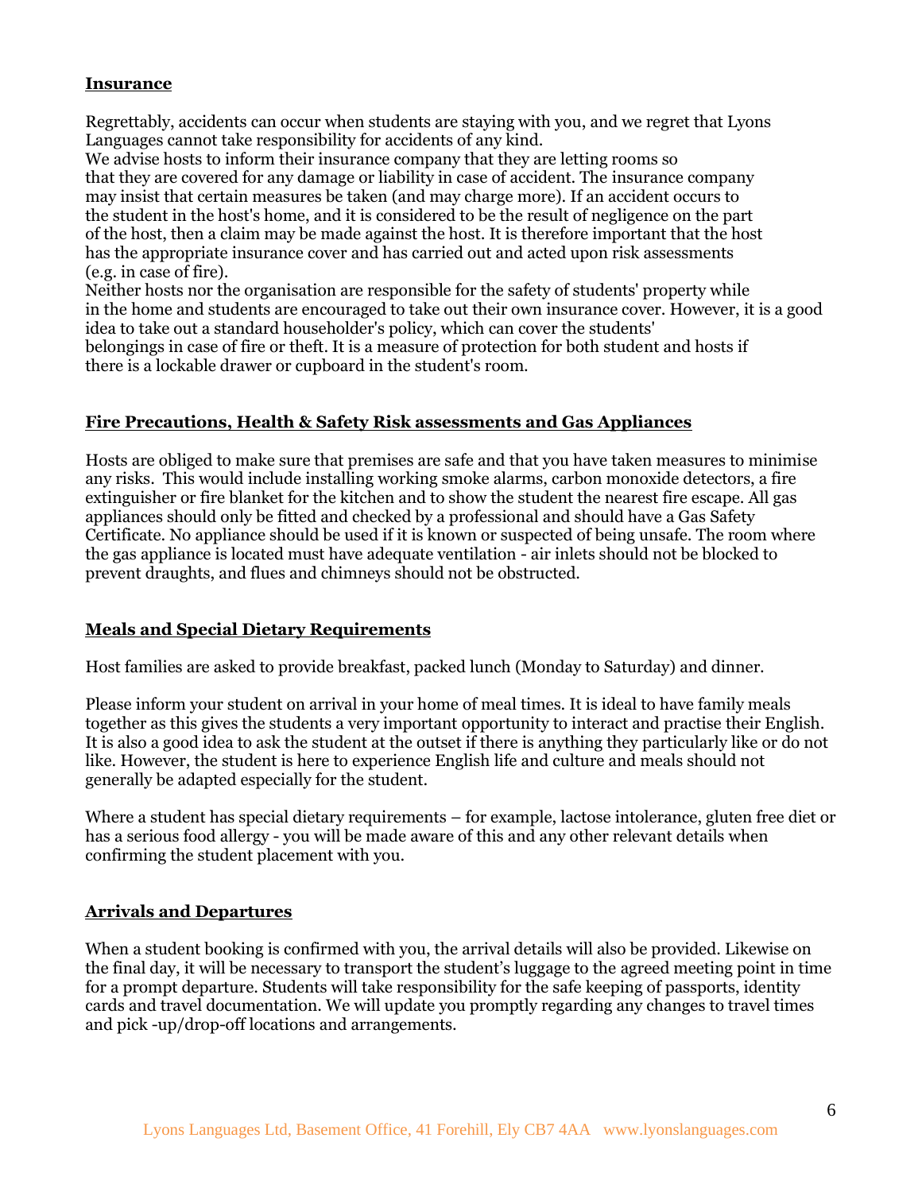## Insurance

Regrettably, accidents can occur when students are staying with you, and we regret that Lyons Languages cannot take responsibility for accidents of any kind.
We advise hosts to inform their insurance company that they are letting rooms so that they are covered for any damage or liability in case of accident. The insurance company may insist that certain measures be taken (and may charge more). If an accident occurs to the student in the host's home, and it is considered to be the result of negligence on the part of the host, then a claim may be made against the host. It is therefore important that the host has the appropriate insurance cover and has carried out and acted upon risk assessments (e.g. in case of fire).
Neither hosts nor the organisation are responsible for the safety of students' property while in the home and students are encouraged to take out their own insurance cover. However, it is a good idea to take out a standard householder's policy, which can cover the students' belongings in case of fire or theft. It is a measure of protection for both student and hosts if there is a lockable drawer or cupboard in the student's room.

## Fire Precautions, Health & Safety Risk assessments and Gas Appliances

Hosts are obliged to make sure that premises are safe and that you have taken measures to minimise any risks. This would include installing working smoke alarms, carbon monoxide detectors, a fire extinguisher or fire blanket for the kitchen and to show the student the nearest fire escape. All gas appliances should only be fitted and checked by a professional and should have a Gas Safety Certificate. No appliance should be used if it is known or suspected of being unsafe. The room where the gas appliance is located must have adequate ventilation - air inlets should not be blocked to prevent draughts, and flues and chimneys should not be obstructed.

## Meals and Special Dietary Requirements

Host families are asked to provide breakfast, packed lunch (Monday to Saturday) and dinner.

Please inform your student on arrival in your home of meal times. It is ideal to have family meals together as this gives the students a very important opportunity to interact and practise their English. It is also a good idea to ask the student at the outset if there is anything they particularly like or do not like. However, the student is here to experience English life and culture and meals should not generally be adapted especially for the student.

Where a student has special dietary requirements – for example, lactose intolerance, gluten free diet or has a serious food allergy - you will be made aware of this and any other relevant details when confirming the student placement with you.

## Arrivals and Departures

When a student booking is confirmed with you, the arrival details will also be provided. Likewise on the final day, it will be necessary to transport the student's luggage to the agreed meeting point in time for a prompt departure. Students will take responsibility for the safe keeping of passports, identity cards and travel documentation. We will update you promptly regarding any changes to travel times and pick -up/drop-off locations and arrangements.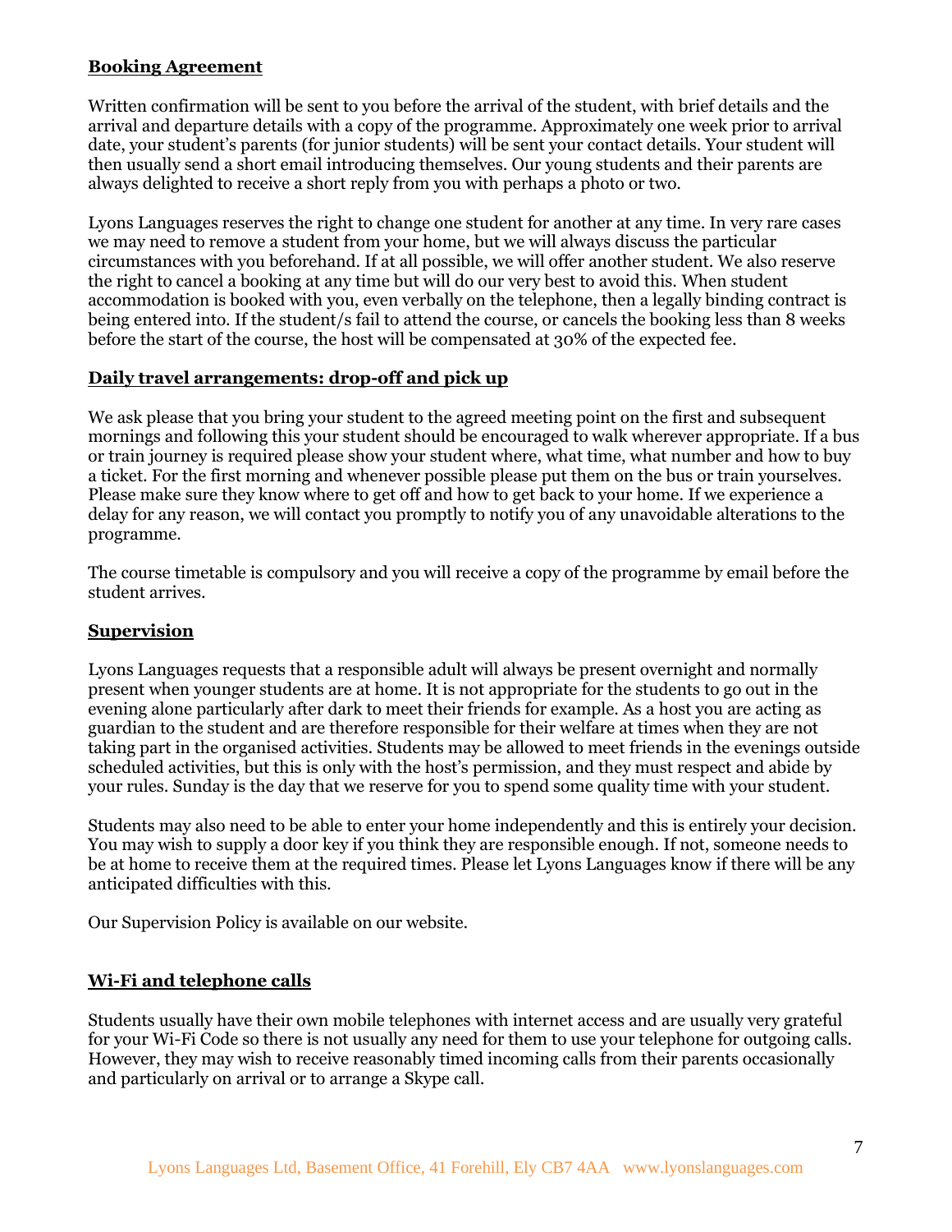## Booking Agreement

Written confirmation will be sent to you before the arrival of the student, with brief details and the arrival and departure details with a copy of the programme. Approximately one week prior to arrival date, your student's parents (for junior students) will be sent your contact details. Your student will then usually send a short email introducing themselves. Our young students and their parents are always delighted to receive a short reply from you with perhaps a photo or two.

Lyons Languages reserves the right to change one student for another at any time. In very rare cases we may need to remove a student from your home, but we will always discuss the particular circumstances with you beforehand. If at all possible, we will offer another student. We also reserve the right to cancel a booking at any time but will do our very best to avoid this. When student accommodation is booked with you, even verbally on the telephone, then a legally binding contract is being entered into. If the student/s fail to attend the course, or cancels the booking less than 8 weeks before the start of the course, the host will be compensated at 30% of the expected fee.

## Daily travel arrangements: drop-off and pick up

We ask please that you bring your student to the agreed meeting point on the first and subsequent mornings and following this your student should be encouraged to walk wherever appropriate. If a bus or train journey is required please show your student where, what time, what number and how to buy a ticket. For the first morning and whenever possible please put them on the bus or train yourselves. Please make sure they know where to get off and how to get back to your home. If we experience a delay for any reason, we will contact you promptly to notify you of any unavoidable alterations to the programme.

The course timetable is compulsory and you will receive a copy of the programme by email before the student arrives.

## Supervision

Lyons Languages requests that a responsible adult will always be present overnight and normally present when younger students are at home. It is not appropriate for the students to go out in the evening alone particularly after dark to meet their friends for example. As a host you are acting as guardian to the student and are therefore responsible for their welfare at times when they are not taking part in the organised activities. Students may be allowed to meet friends in the evenings outside scheduled activities, but this is only with the host's permission, and they must respect and abide by your rules. Sunday is the day that we reserve for you to spend some quality time with your student.

Students may also need to be able to enter your home independently and this is entirely your decision. You may wish to supply a door key if you think they are responsible enough. If not, someone needs to be at home to receive them at the required times. Please let Lyons Languages know if there will be any anticipated difficulties with this.

Our Supervision Policy is available on our website.

## Wi-Fi and telephone calls

Students usually have their own mobile telephones with internet access and are usually very grateful for your Wi-Fi Code so there is not usually any need for them to use your telephone for outgoing calls. However, they may wish to receive reasonably timed incoming calls from their parents occasionally and particularly on arrival or to arrange a Skype call.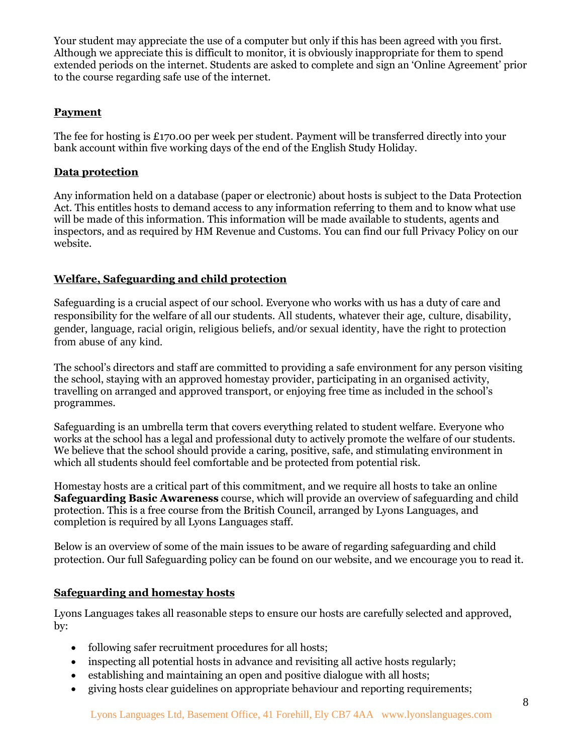Your student may appreciate the use of a computer but only if this has been agreed with you first. Although we appreciate this is difficult to monitor, it is obviously inappropriate for them to spend extended periods on the internet. Students are asked to complete and sign an 'Online Agreement' prior to the course regarding safe use of the internet.

## Payment

The fee for hosting is £170.00 per week per student. Payment will be transferred directly into your bank account within five working days of the end of the English Study Holiday.

## Data protection

Any information held on a database (paper or electronic) about hosts is subject to the Data Protection Act. This entitles hosts to demand access to any information referring to them and to know what use will be made of this information. This information will be made available to students, agents and inspectors, and as required by HM Revenue and Customs. You can find our full Privacy Policy on our website.

## Welfare, Safeguarding and child protection

Safeguarding is a crucial aspect of our school. Everyone who works with us has a duty of care and responsibility for the welfare of all our students. All students, whatever their age, culture, disability, gender, language, racial origin, religious beliefs, and/or sexual identity, have the right to protection from abuse of any kind.

The school's directors and staff are committed to providing a safe environment for any person visiting the school, staying with an approved homestay provider, participating in an organised activity, travelling on arranged and approved transport, or enjoying free time as included in the school's programmes.

Safeguarding is an umbrella term that covers everything related to student welfare. Everyone who works at the school has a legal and professional duty to actively promote the welfare of our students. We believe that the school should provide a caring, positive, safe, and stimulating environment in which all students should feel comfortable and be protected from potential risk.

Homestay hosts are a critical part of this commitment, and we require all hosts to take an online **Safeguarding Basic Awareness** course, which will provide an overview of safeguarding and child protection. This is a free course from the British Council, arranged by Lyons Languages, and completion is required by all Lyons Languages staff.

Below is an overview of some of the main issues to be aware of regarding safeguarding and child protection. Our full Safeguarding policy can be found on our website, and we encourage you to read it.

## Safeguarding and homestay hosts

Lyons Languages takes all reasonable steps to ensure our hosts are carefully selected and approved, by:

- following safer recruitment procedures for all hosts;
- inspecting all potential hosts in advance and revisiting all active hosts regularly;
- establishing and maintaining an open and positive dialogue with all hosts;
- giving hosts clear guidelines on appropriate behaviour and reporting requirements;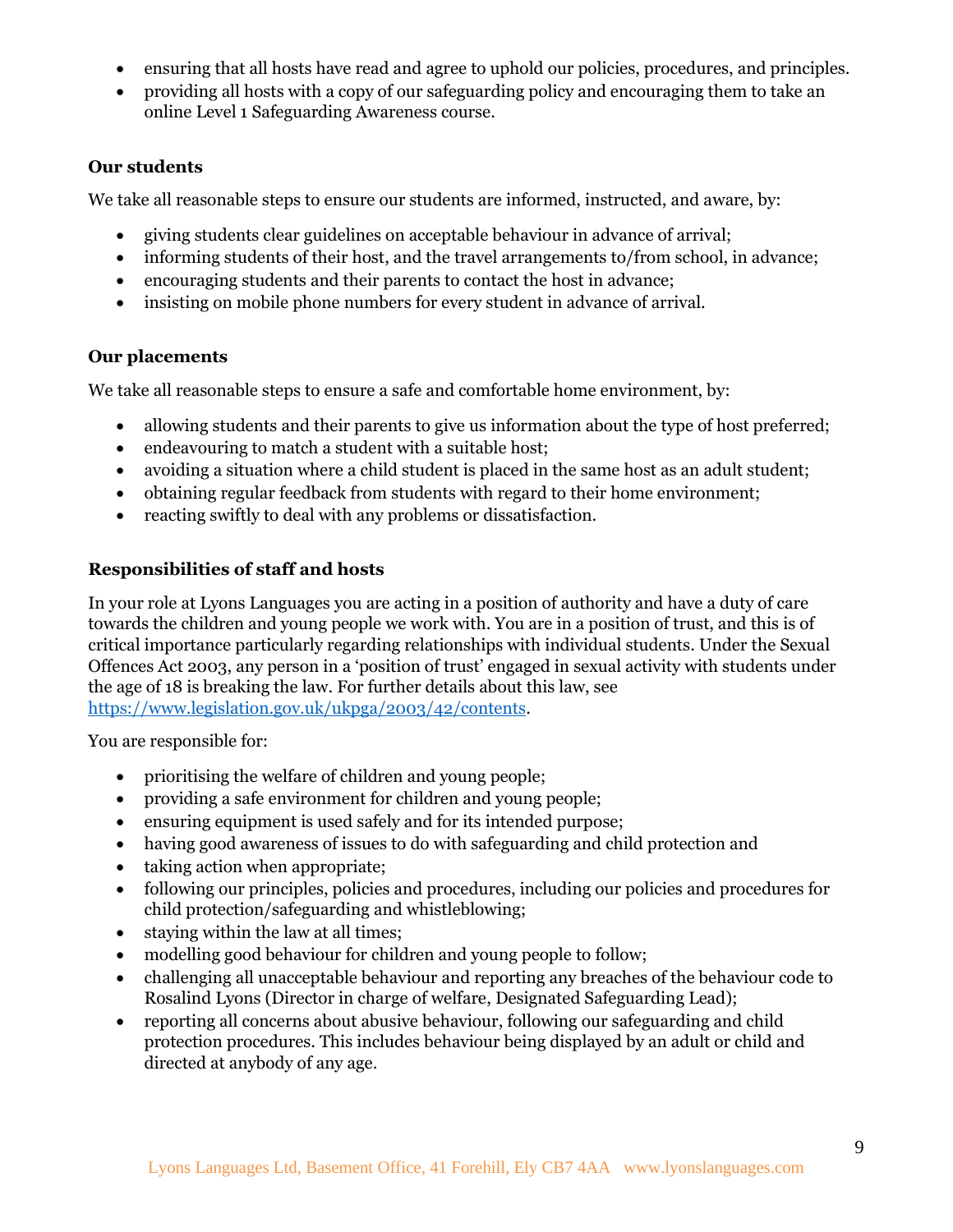- ensuring that all hosts have read and agree to uphold our policies, procedures, and principles.
- providing all hosts with a copy of our safeguarding policy and encouraging them to take an online Level 1 Safeguarding Awareness course.

**Our students**

We take all reasonable steps to ensure our students are informed, instructed, and aware, by:

- giving students clear guidelines on acceptable behaviour in advance of arrival;
- informing students of their host, and the travel arrangements to/from school, in advance;
- encouraging students and their parents to contact the host in advance;
- insisting on mobile phone numbers for every student in advance of arrival.

**Our placements**

We take all reasonable steps to ensure a safe and comfortable home environment, by:

- allowing students and their parents to give us information about the type of host preferred;
- endeavouring to match a student with a suitable host;
- avoiding a situation where a child student is placed in the same host as an adult student;
- obtaining regular feedback from students with regard to their home environment;
- reacting swiftly to deal with any problems or dissatisfaction.

**Responsibilities of staff and hosts**

In your role at Lyons Languages you are acting in a position of authority and have a duty of care towards the children and young people we work with. You are in a position of trust, and this is of critical importance particularly regarding relationships with individual students. Under the Sexual Offences Act 2003, any person in a 'position of trust' engaged in sexual activity with students under the age of 18 is breaking the law. For further details about this law, see https://www.legislation.gov.uk/ukpga/2003/42/contents.

You are responsible for:

- prioritising the welfare of children and young people;
- providing a safe environment for children and young people;
- ensuring equipment is used safely and for its intended purpose;
- having good awareness of issues to do with safeguarding and child protection and
- taking action when appropriate;
- following our principles, policies and procedures, including our policies and procedures for child protection/safeguarding and whistleblowing;
- staying within the law at all times;
- modelling good behaviour for children and young people to follow;
- challenging all unacceptable behaviour and reporting any breaches of the behaviour code to Rosalind Lyons (Director in charge of welfare, Designated Safeguarding Lead);
- reporting all concerns about abusive behaviour, following our safeguarding and child protection procedures. This includes behaviour being displayed by an adult or child and directed at anybody of any age.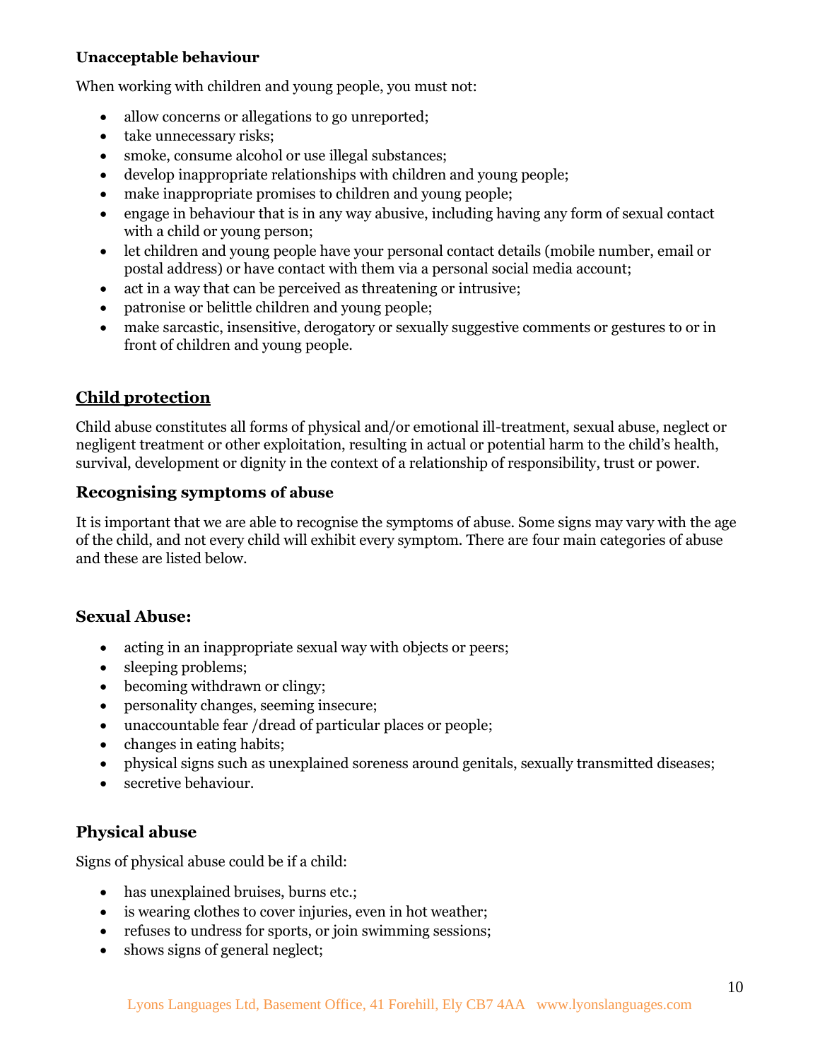**Unacceptable behaviour**

When working with children and young people, you must not:

- allow concerns or allegations to go unreported;
- take unnecessary risks;
- smoke, consume alcohol or use illegal substances;
- develop inappropriate relationships with children and young people;
- make inappropriate promises to children and young people;
- engage in behaviour that is in any way abusive, including having any form of sexual contact with a child or young person;
- let children and young people have your personal contact details (mobile number, email or postal address) or have contact with them via a personal social media account;
- act in a way that can be perceived as threatening or intrusive;
- patronise or belittle children and young people;
- make sarcastic, insensitive, derogatory or sexually suggestive comments or gestures to or in front of children and young people.

## Child protection

Child abuse constitutes all forms of physical and/or emotional ill-treatment, sexual abuse, neglect or negligent treatment or other exploitation, resulting in actual or potential harm to the child's health, survival, development or dignity in the context of a relationship of responsibility, trust or power.

### Recognising symptoms of abuse

It is important that we are able to recognise the symptoms of abuse. Some signs may vary with the age of the child, and not every child will exhibit every symptom. There are four main categories of abuse and these are listed below.

### Sexual Abuse:

- acting in an inappropriate sexual way with objects or peers;
- sleeping problems;
- becoming withdrawn or clingy;
- personality changes, seeming insecure;
- unaccountable fear /dread of particular places or people;
- changes in eating habits;
- physical signs such as unexplained soreness around genitals, sexually transmitted diseases;
- secretive behaviour.

### Physical abuse

Signs of physical abuse could be if a child:

- has unexplained bruises, burns etc.;
- is wearing clothes to cover injuries, even in hot weather;
- refuses to undress for sports, or join swimming sessions;
- shows signs of general neglect;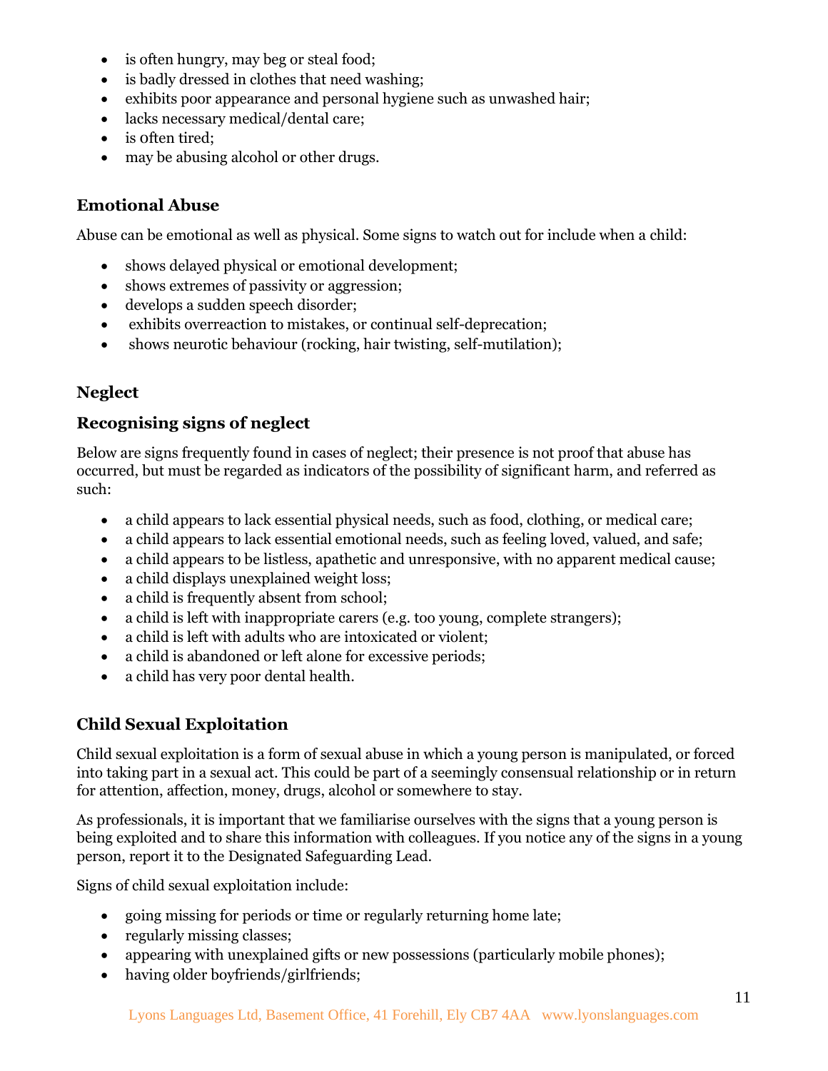- is often hungry, may beg or steal food;
- is badly dressed in clothes that need washing;
- exhibits poor appearance and personal hygiene such as unwashed hair;
- lacks necessary medical/dental care;
- is often tired;
- may be abusing alcohol or other drugs.

### Emotional Abuse

Abuse can be emotional as well as physical. Some signs to watch out for include when a child:

- shows delayed physical or emotional development;
- shows extremes of passivity or aggression;
- develops a sudden speech disorder;
- exhibits overreaction to mistakes, or continual self-deprecation;
- shows neurotic behaviour (rocking, hair twisting, self-mutilation);

### Neglect

### Recognising signs of neglect

Below are signs frequently found in cases of neglect; their presence is not proof that abuse has occurred, but must be regarded as indicators of the possibility of significant harm, and referred as such:

- a child appears to lack essential physical needs, such as food, clothing, or medical care;
- a child appears to lack essential emotional needs, such as feeling loved, valued, and safe;
- a child appears to be listless, apathetic and unresponsive, with no apparent medical cause;
- a child displays unexplained weight loss;
- a child is frequently absent from school;
- a child is left with inappropriate carers (e.g. too young, complete strangers);
- a child is left with adults who are intoxicated or violent;
- a child is abandoned or left alone for excessive periods;
- a child has very poor dental health.

### Child Sexual Exploitation

Child sexual exploitation is a form of sexual abuse in which a young person is manipulated, or forced into taking part in a sexual act. This could be part of a seemingly consensual relationship or in return for attention, affection, money, drugs, alcohol or somewhere to stay.

As professionals, it is important that we familiarise ourselves with the signs that a young person is being exploited and to share this information with colleagues. If you notice any of the signs in a young person, report it to the Designated Safeguarding Lead.

Signs of child sexual exploitation include:

- going missing for periods or time or regularly returning home late;
- regularly missing classes;
- appearing with unexplained gifts or new possessions (particularly mobile phones);
- having older boyfriends/girlfriends;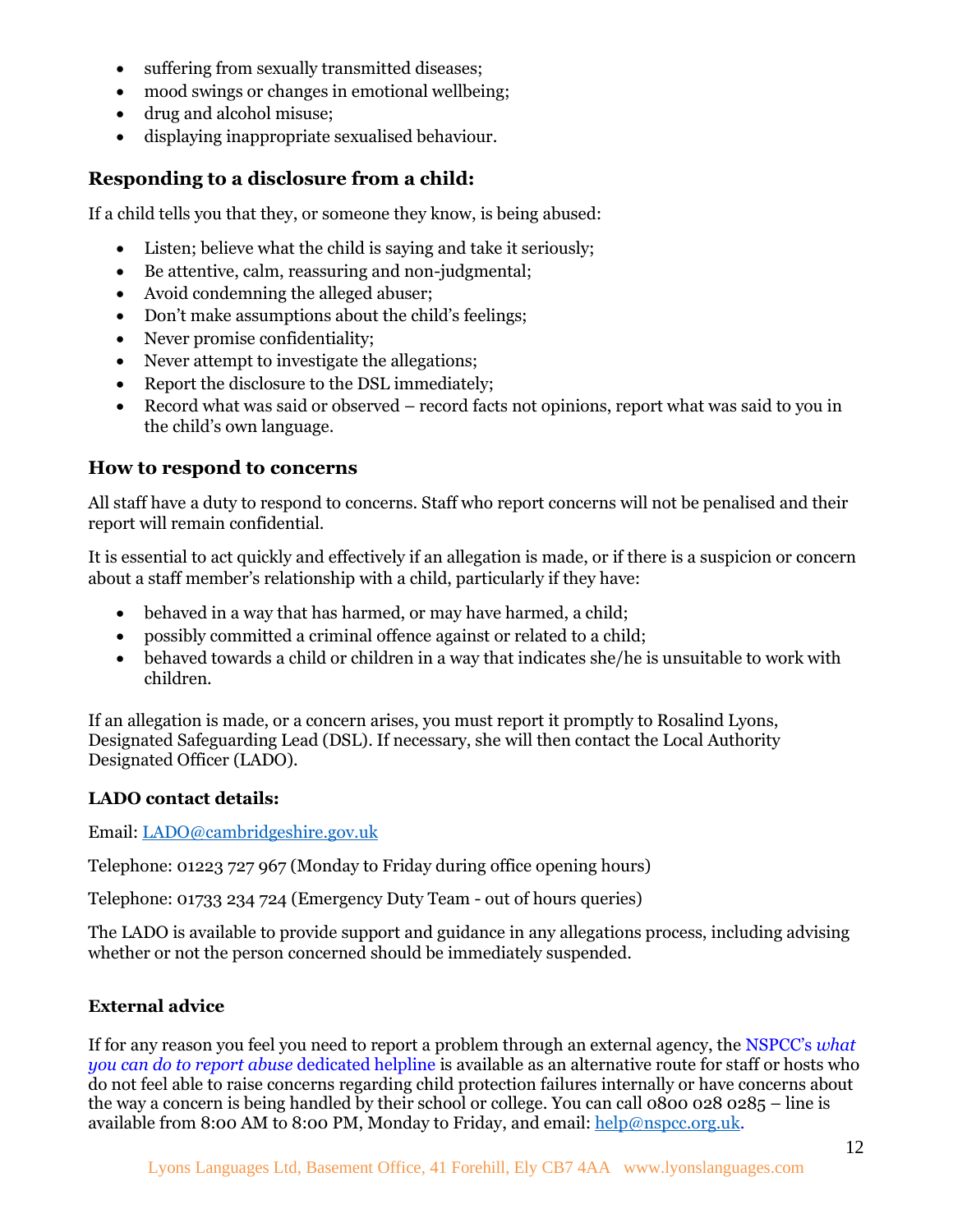- suffering from sexually transmitted diseases;
- mood swings or changes in emotional wellbeing;
- drug and alcohol misuse;
- displaying inappropriate sexualised behaviour.

## Responding to a disclosure from a child:

If a child tells you that they, or someone they know, is being abused:

- Listen; believe what the child is saying and take it seriously;
- Be attentive, calm, reassuring and non-judgmental;
- Avoid condemning the alleged abuser;
- Don't make assumptions about the child's feelings;
- Never promise confidentiality;
- Never attempt to investigate the allegations;
- Report the disclosure to the DSL immediately;
- Record what was said or observed – record facts not opinions, report what was said to you in the child's own language.

## How to respond to concerns

All staff have a duty to respond to concerns. Staff who report concerns will not be penalised and their report will remain confidential.

It is essential to act quickly and effectively if an allegation is made, or if there is a suspicion or concern about a staff member's relationship with a child, particularly if they have:

- behaved in a way that has harmed, or may have harmed, a child;
- possibly committed a criminal offence against or related to a child;
- behaved towards a child or children in a way that indicates she/he is unsuitable to work with children.

If an allegation is made, or a concern arises, you must report it promptly to Rosalind Lyons, Designated Safeguarding Lead (DSL). If necessary, she will then contact the Local Authority Designated Officer (LADO).

### LADO contact details:

Email: LADO@cambridgeshire.gov.uk

Telephone: 01223 727 967 (Monday to Friday during office opening hours)

Telephone: 01733 234 724 (Emergency Duty Team - out of hours queries)

The LADO is available to provide support and guidance in any allegations process, including advising whether or not the person concerned should be immediately suspended.

### External advice

If for any reason you feel you need to report a problem through an external agency, the NSPCC's *what you can do to report abuse* dedicated helpline is available as an alternative route for staff or hosts who do not feel able to raise concerns regarding child protection failures internally or have concerns about the way a concern is being handled by their school or college. You can call 0800 028 0285 – line is available from 8:00 AM to 8:00 PM, Monday to Friday, and email: help@nspcc.org.uk.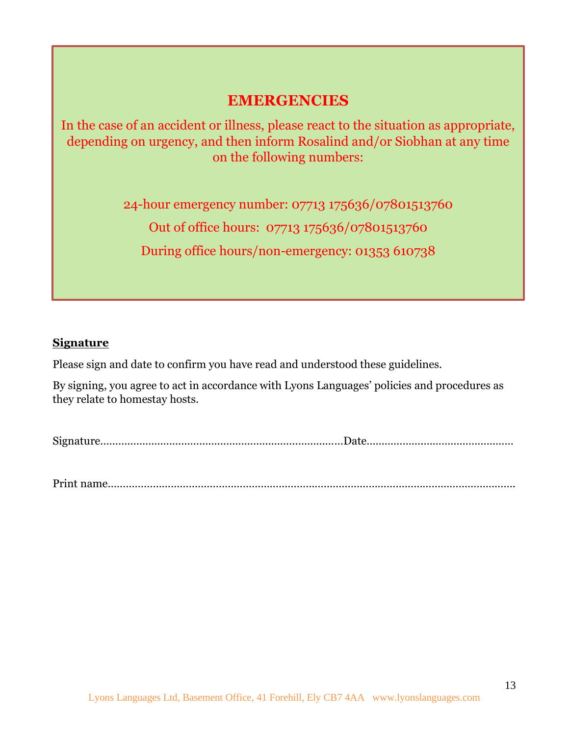## EMERGENCIES

In the case of an accident or illness, please react to the situation as appropriate, depending on urgency, and then inform Rosalind and/or Siobhan at any time on the following numbers:

24-hour emergency number: 07713 175636/07801513760

Out of office hours: 07713 175636/07801513760

During office hours/non-emergency: 01353 610738

**Signature**

Please sign and date to confirm you have read and understood these guidelines.

By signing, you agree to act in accordance with Lyons Languages' policies and procedures as they relate to homestay hosts.

Signature……………………………………………………………………Date…………………………………………

Print name……………………………………………………………………………………………………………………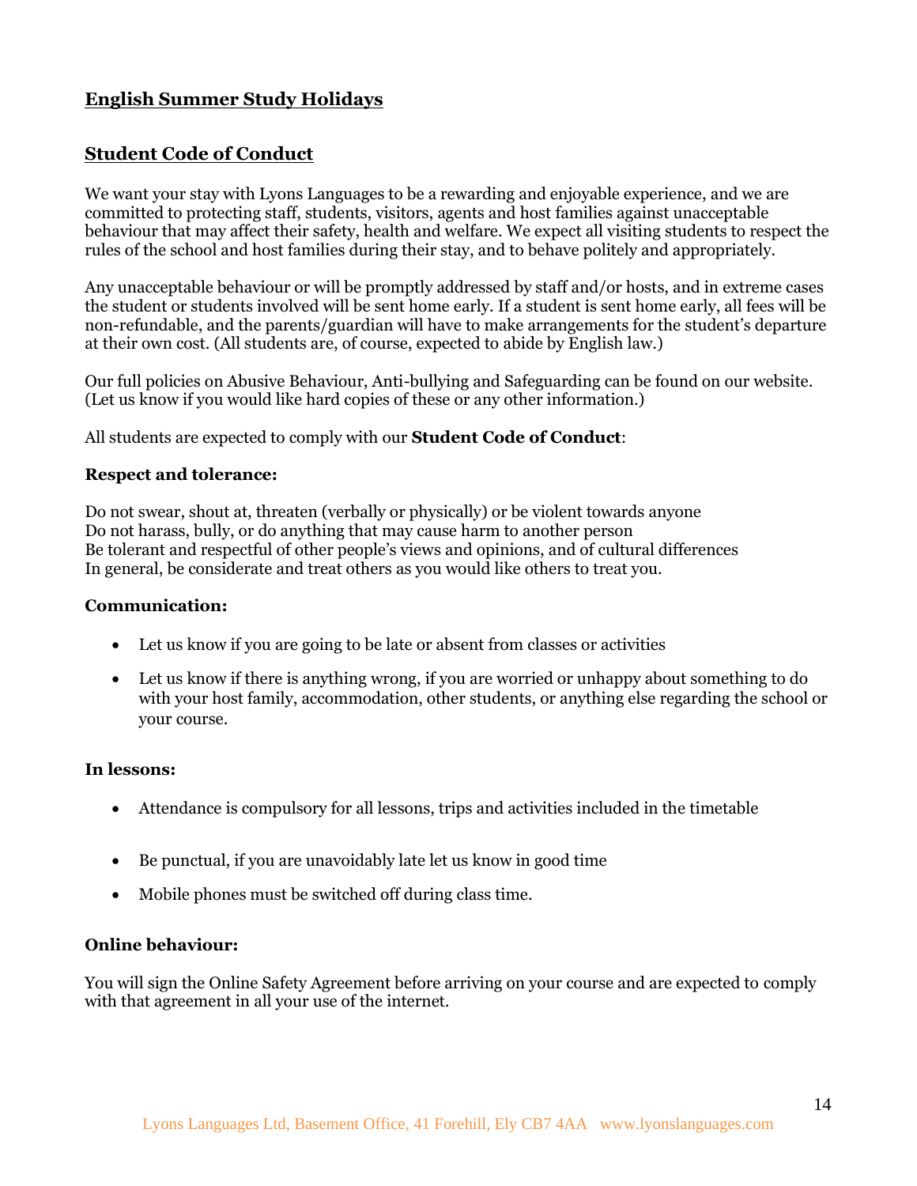## English Summer Study Holidays

## Student Code of Conduct

We want your stay with Lyons Languages to be a rewarding and enjoyable experience, and we are committed to protecting staff, students, visitors, agents and host families against unacceptable behaviour that may affect their safety, health and welfare. We expect all visiting students to respect the rules of the school and host families during their stay, and to behave politely and appropriately.

Any unacceptable behaviour or will be promptly addressed by staff and/or hosts, and in extreme cases the student or students involved will be sent home early. If a student is sent home early, all fees will be non-refundable, and the parents/guardian will have to make arrangements for the student's departure at their own cost. (All students are, of course, expected to abide by English law.)

Our full policies on Abusive Behaviour, Anti-bullying and Safeguarding can be found on our website. (Let us know if you would like hard copies of these or any other information.)

All students are expected to comply with our **Student Code of Conduct**:

**Respect and tolerance:**

Do not swear, shout at, threaten (verbally or physically) or be violent towards anyone
Do not harass, bully, or do anything that may cause harm to another person
Be tolerant and respectful of other people's views and opinions, and of cultural differences
In general, be considerate and treat others as you would like others to treat you.

**Communication:**

- Let us know if you are going to be late or absent from classes or activities
- Let us know if there is anything wrong, if you are worried or unhappy about something to do with your host family, accommodation, other students, or anything else regarding the school or your course.

**In lessons:**

- Attendance is compulsory for all lessons, trips and activities included in the timetable
- Be punctual, if you are unavoidably late let us know in good time
- Mobile phones must be switched off during class time.

**Online behaviour:**

You will sign the Online Safety Agreement before arriving on your course and are expected to comply with that agreement in all your use of the internet.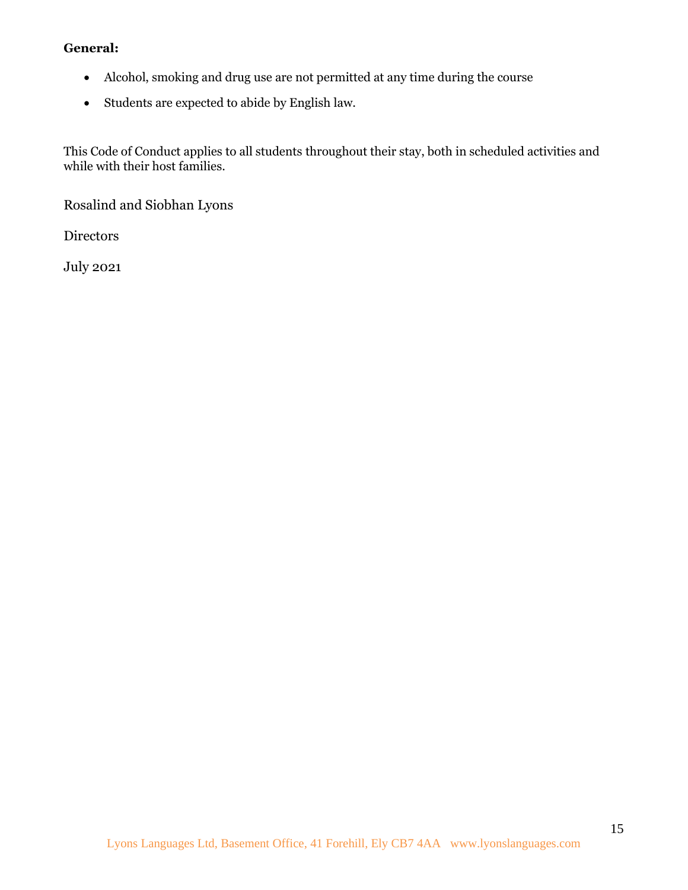**General:**

- Alcohol, smoking and drug use are not permitted at any time during the course
- Students are expected to abide by English law.

This Code of Conduct applies to all students throughout their stay, both in scheduled activities and while with their host families.

Rosalind and Siobhan Lyons

Directors

July 2021